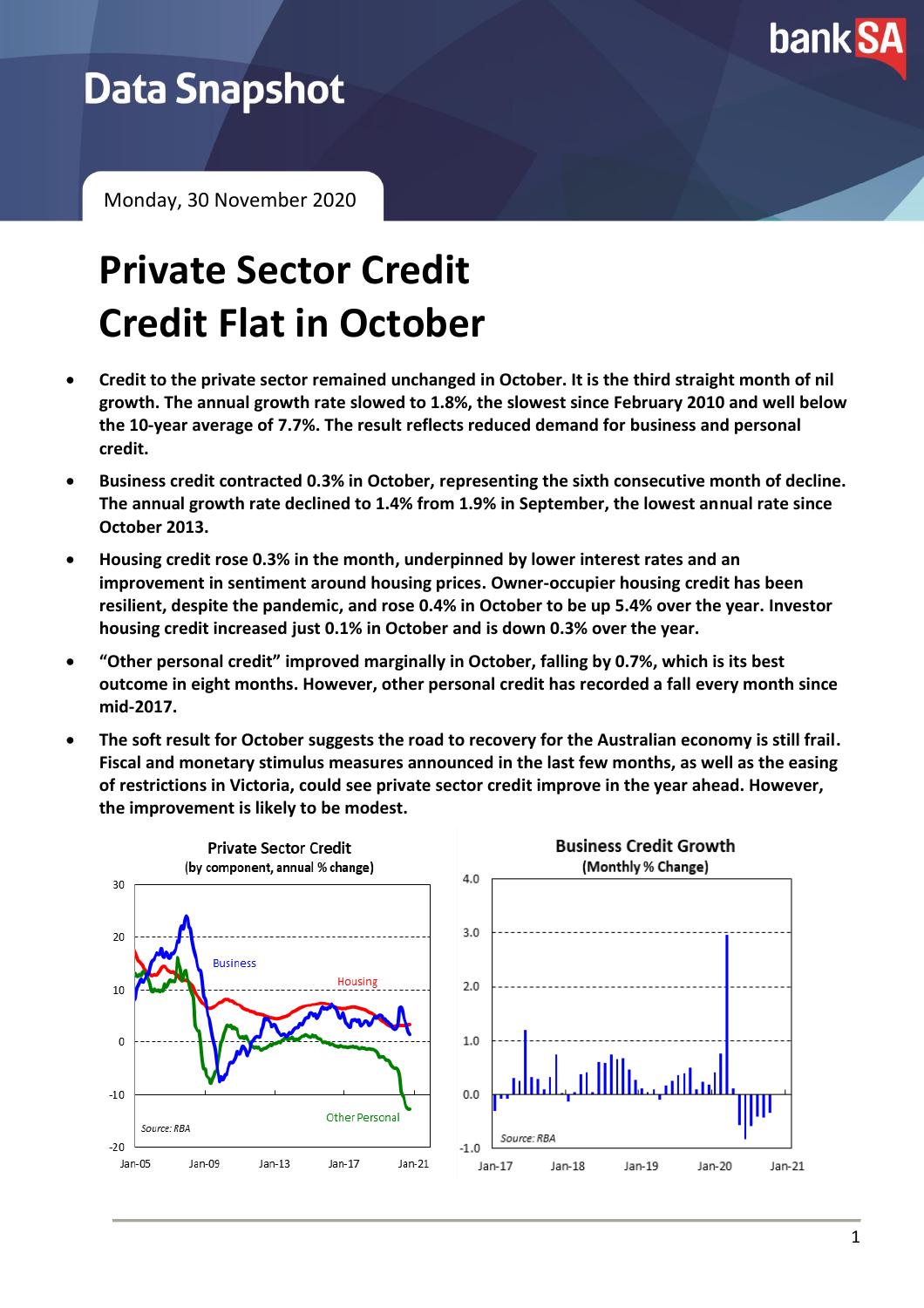# Data Snapshot

Monday, 30 November 2020

# Private Sector Credit
# Credit Flat in October

- **Credit to the private sector remained unchanged in October. It is the third straight month of nil growth. The annual growth rate slowed to 1.8%, the slowest since February 2010 and well below the 10-year average of 7.7%. The result reflects reduced demand for business and personal credit.**
- **Business credit contracted 0.3% in October, representing the sixth consecutive month of decline. The annual growth rate declined to 1.4% from 1.9% in September, the lowest annual rate since October 2013.**
- **Housing credit rose 0.3% in the month, underpinned by lower interest rates and an improvement in sentiment around housing prices. Owner-occupier housing credit has been resilient, despite the pandemic, and rose 0.4% in October to be up 5.4% over the year. Investor housing credit increased just 0.1% in October and is down 0.3% over the year.**
- **"Other personal credit" improved marginally in October, falling by 0.7%, which is its best outcome in eight months. However, other personal credit has recorded a fall every month since mid-2017.**
- **The soft result for October suggests the road to recovery for the Australian economy is still frail. Fiscal and monetary stimulus measures announced in the last few months, as well as the easing of restrictions in Victoria, could see private sector credit improve in the year ahead. However, the improvement is likely to be modest.**

**Private Sector Credit**
(by component, annual % change)

Source: RBA

**Business Credit Growth**
(Monthly % Change)

Source: RBA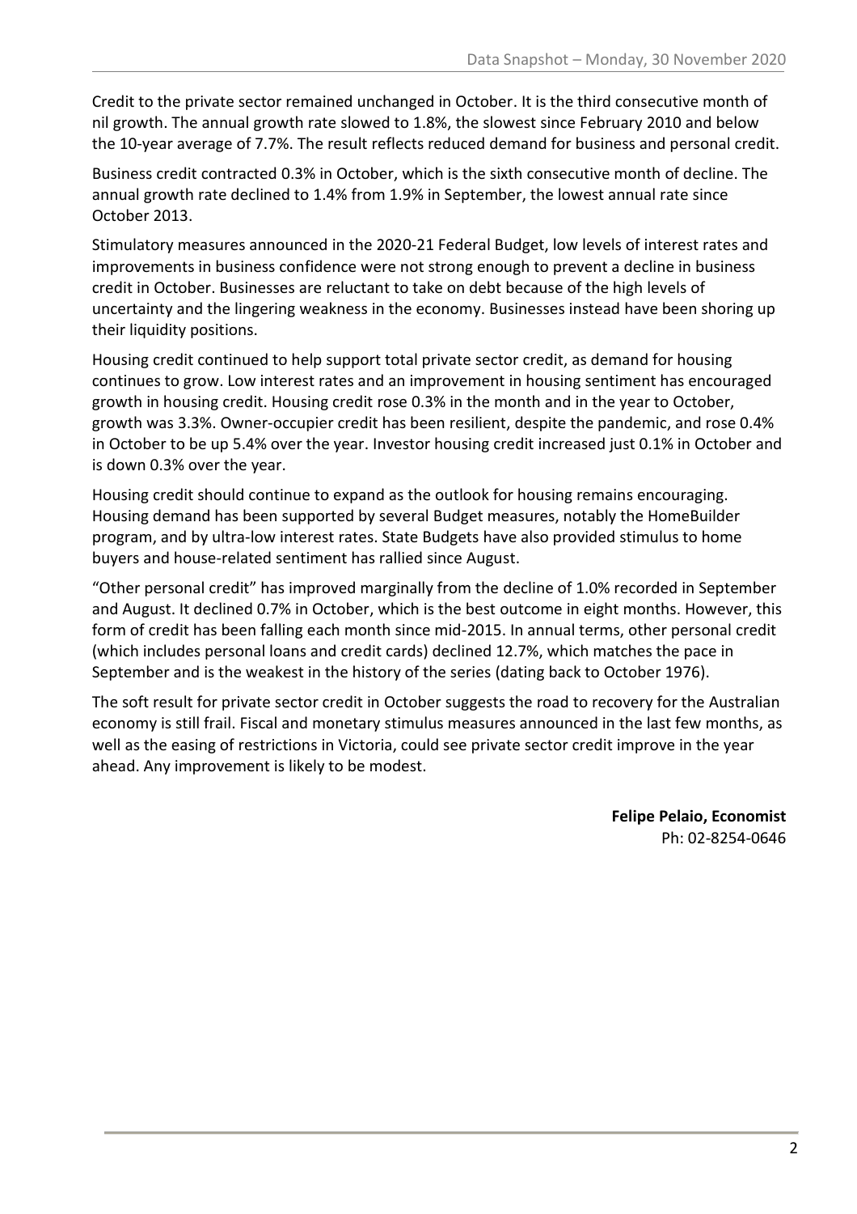Credit to the private sector remained unchanged in October. It is the third consecutive month of nil growth. The annual growth rate slowed to 1.8%, the slowest since February 2010 and below the 10-year average of 7.7%. The result reflects reduced demand for business and personal credit.

Business credit contracted 0.3% in October, which is the sixth consecutive month of decline. The annual growth rate declined to 1.4% from 1.9% in September, the lowest annual rate since October 2013.

Stimulatory measures announced in the 2020-21 Federal Budget, low levels of interest rates and improvements in business confidence were not strong enough to prevent a decline in business credit in October. Businesses are reluctant to take on debt because of the high levels of uncertainty and the lingering weakness in the economy. Businesses instead have been shoring up their liquidity positions.

Housing credit continued to help support total private sector credit, as demand for housing continues to grow. Low interest rates and an improvement in housing sentiment has encouraged growth in housing credit. Housing credit rose 0.3% in the month and in the year to October, growth was 3.3%. Owner-occupier credit has been resilient, despite the pandemic, and rose 0.4% in October to be up 5.4% over the year. Investor housing credit increased just 0.1% in October and is down 0.3% over the year.

Housing credit should continue to expand as the outlook for housing remains encouraging. Housing demand has been supported by several Budget measures, notably the HomeBuilder program, and by ultra-low interest rates. State Budgets have also provided stimulus to home buyers and house-related sentiment has rallied since August.

"Other personal credit" has improved marginally from the decline of 1.0% recorded in September and August. It declined 0.7% in October, which is the best outcome in eight months. However, this form of credit has been falling each month since mid-2015. In annual terms, other personal credit (which includes personal loans and credit cards) declined 12.7%, which matches the pace in September and is the weakest in the history of the series (dating back to October 1976).

The soft result for private sector credit in October suggests the road to recovery for the Australian economy is still frail. Fiscal and monetary stimulus measures announced in the last few months, as well as the easing of restrictions in Victoria, could see private sector credit improve in the year ahead. Any improvement is likely to be modest.

**Felipe Pelaio, Economist**
Ph: 02-8254-0646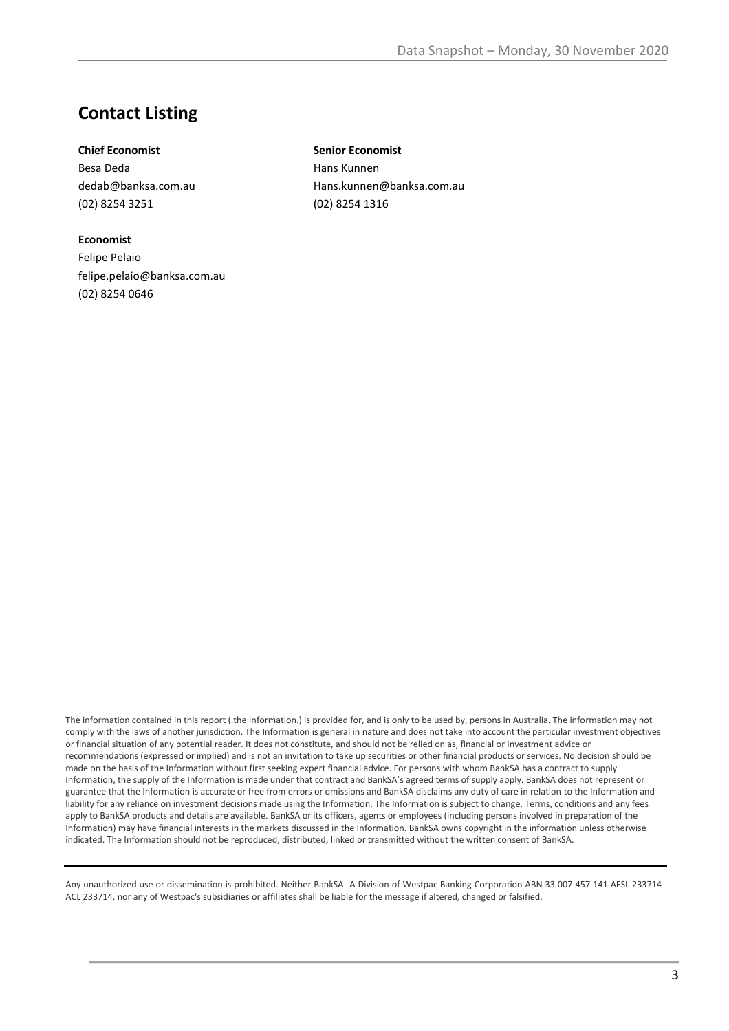## Contact Listing

**Chief Economist**
Besa Deda
dedab@banksa.com.au
(02) 8254 3251

**Senior Economist**
Hans Kunnen
Hans.kunnen@banksa.com.au
(02) 8254 1316

**Economist**
Felipe Pelaio
felipe.pelaio@banksa.com.au
(02) 8254 0646

The information contained in this report (.the Information.) is provided for, and is only to be used by, persons in Australia. The information may not comply with the laws of another jurisdiction. The Information is general in nature and does not take into account the particular investment objectives or financial situation of any potential reader. It does not constitute, and should not be relied on as, financial or investment advice or recommendations (expressed or implied) and is not an invitation to take up securities or other financial products or services. No decision should be made on the basis of the Information without first seeking expert financial advice. For persons with whom BankSA has a contract to supply Information, the supply of the Information is made under that contract and BankSA's agreed terms of supply apply. BankSA does not represent or guarantee that the Information is accurate or free from errors or omissions and BankSA disclaims any duty of care in relation to the Information and liability for any reliance on investment decisions made using the Information. The Information is subject to change. Terms, conditions and any fees apply to BankSA products and details are available. BankSA or its officers, agents or employees (including persons involved in preparation of the Information) may have financial interests in the markets discussed in the Information. BankSA owns copyright in the information unless otherwise indicated. The Information should not be reproduced, distributed, linked or transmitted without the written consent of BankSA.

Any unauthorized use or dissemination is prohibited. Neither BankSA- A Division of Westpac Banking Corporation ABN 33 007 457 141 AFSL 233714 ACL 233714, nor any of Westpac's subsidiaries or affiliates shall be liable for the message if altered, changed or falsified.